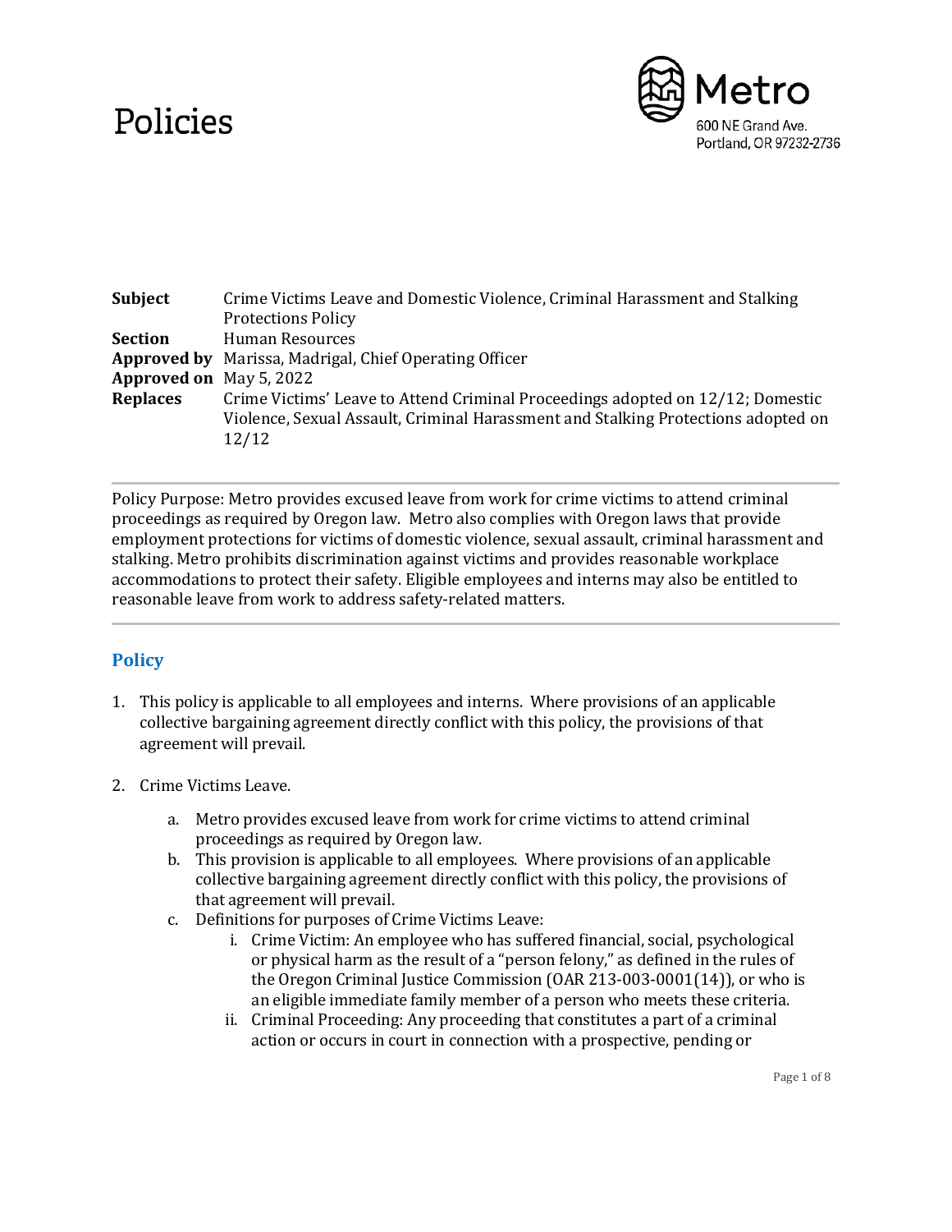# Policies

Metro
600 NE Grand Ave.
Portland, OR 97232-2736

| | |
|---|---|
| **Subject** | Crime Victims Leave and Domestic Violence, Criminal Harassment and Stalking Protections Policy |
| **Section** | Human Resources |
| **Approved by** | Marissa, Madrigal, Chief Operating Officer |
| **Approved on** | May 5, 2022 |
| **Replaces** | Crime Victims' Leave to Attend Criminal Proceedings adopted on 12/12; Domestic Violence, Sexual Assault, Criminal Harassment and Stalking Protections adopted on 12/12 |

---

Policy Purpose: Metro provides excused leave from work for crime victims to attend criminal proceedings as required by Oregon law. Metro also complies with Oregon laws that provide employment protections for victims of domestic violence, sexual assault, criminal harassment and stalking. Metro prohibits discrimination against victims and provides reasonable workplace accommodations to protect their safety. Eligible employees and interns may also be entitled to reasonable leave from work to address safety-related matters.

---

## Policy

1. This policy is applicable to all employees and interns. Where provisions of an applicable collective bargaining agreement directly conflict with this policy, the provisions of that agreement will prevail.

2. Crime Victims Leave.
   a. Metro provides excused leave from work for crime victims to attend criminal proceedings as required by Oregon law.
   b. This provision is applicable to all employees. Where provisions of an applicable collective bargaining agreement directly conflict with this policy, the provisions of that agreement will prevail.
   c. Definitions for purposes of Crime Victims Leave:
      i. Crime Victim: An employee who has suffered financial, social, psychological or physical harm as the result of a "person felony," as defined in the rules of the Oregon Criminal Justice Commission (OAR 213-003-0001(14)), or who is an eligible immediate family member of a person who meets these criteria.
      ii. Criminal Proceeding: Any proceeding that constitutes a part of a criminal action or occurs in court in connection with a prospective, pending or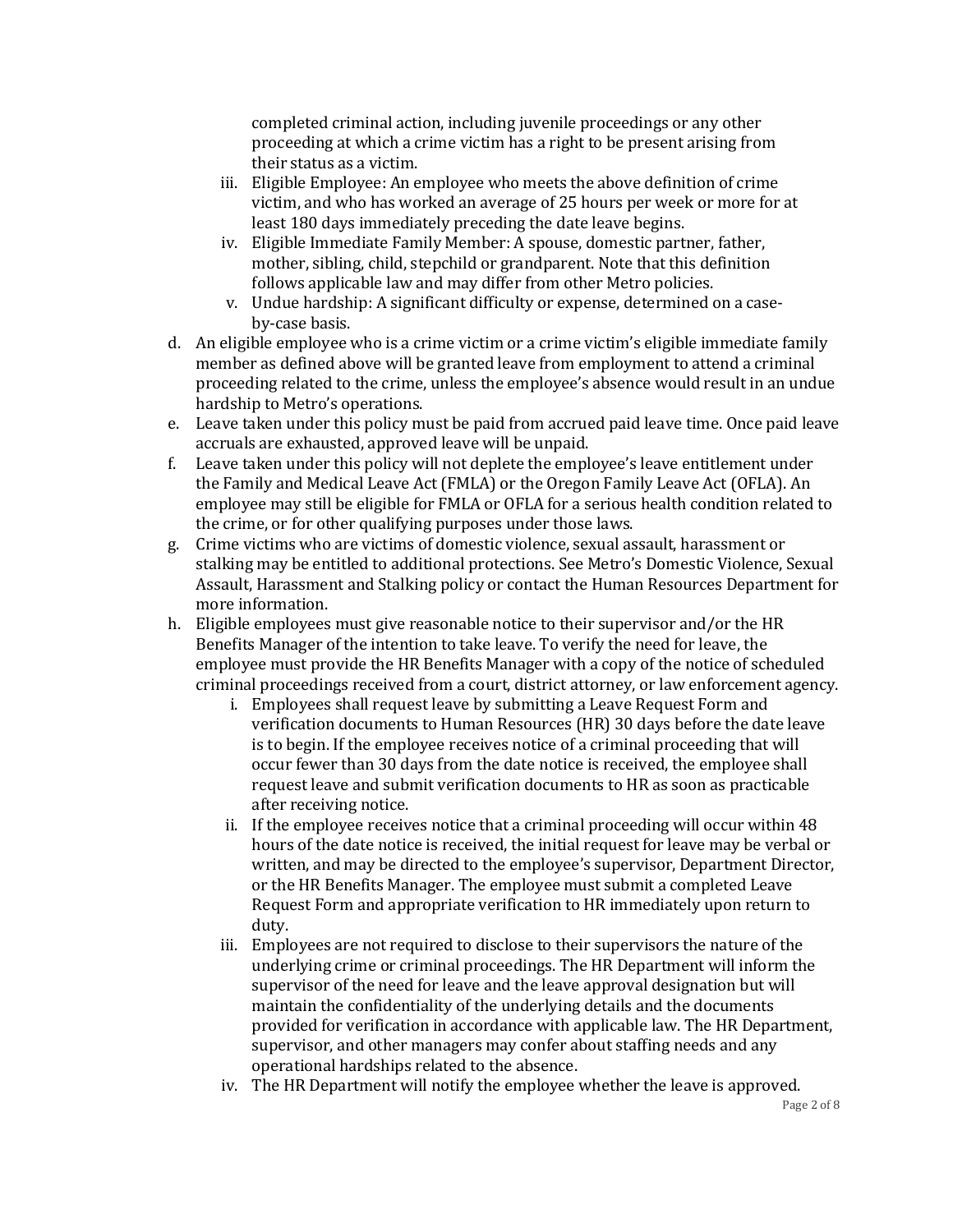completed criminal action, including juvenile proceedings or any other proceeding at which a crime victim has a right to be present arising from their status as a victim.

   iii. Eligible Employee: An employee who meets the above definition of crime victim, and who has worked an average of 25 hours per week or more for at least 180 days immediately preceding the date leave begins.
   iv. Eligible Immediate Family Member: A spouse, domestic partner, father, mother, sibling, child, stepchild or grandparent. Note that this definition follows applicable law and may differ from other Metro policies.
   v. Undue hardship: A significant difficulty or expense, determined on a case-by-case basis.

d. An eligible employee who is a crime victim or a crime victim's eligible immediate family member as defined above will be granted leave from employment to attend a criminal proceeding related to the crime, unless the employee's absence would result in an undue hardship to Metro's operations.

e. Leave taken under this policy must be paid from accrued paid leave time. Once paid leave accruals are exhausted, approved leave will be unpaid.

f. Leave taken under this policy will not deplete the employee's leave entitlement under the Family and Medical Leave Act (FMLA) or the Oregon Family Leave Act (OFLA). An employee may still be eligible for FMLA or OFLA for a serious health condition related to the crime, or for other qualifying purposes under those laws.

g. Crime victims who are victims of domestic violence, sexual assault, harassment or stalking may be entitled to additional protections. See Metro's Domestic Violence, Sexual Assault, Harassment and Stalking policy or contact the Human Resources Department for more information.

h. Eligible employees must give reasonable notice to their supervisor and/or the HR Benefits Manager of the intention to take leave. To verify the need for leave, the employee must provide the HR Benefits Manager with a copy of the notice of scheduled criminal proceedings received from a court, district attorney, or law enforcement agency.

   i. Employees shall request leave by submitting a Leave Request Form and verification documents to Human Resources (HR) 30 days before the date leave is to begin. If the employee receives notice of a criminal proceeding that will occur fewer than 30 days from the date notice is received, the employee shall request leave and submit verification documents to HR as soon as practicable after receiving notice.
   ii. If the employee receives notice that a criminal proceeding will occur within 48 hours of the date notice is received, the initial request for leave may be verbal or written, and may be directed to the employee's supervisor, Department Director, or the HR Benefits Manager. The employee must submit a completed Leave Request Form and appropriate verification to HR immediately upon return to duty.
   iii. Employees are not required to disclose to their supervisors the nature of the underlying crime or criminal proceedings. The HR Department will inform the supervisor of the need for leave and the leave approval designation but will maintain the confidentiality of the underlying details and the documents provided for verification in accordance with applicable law. The HR Department, supervisor, and other managers may confer about staffing needs and any operational hardships related to the absence.
   iv. The HR Department will notify the employee whether the leave is approved.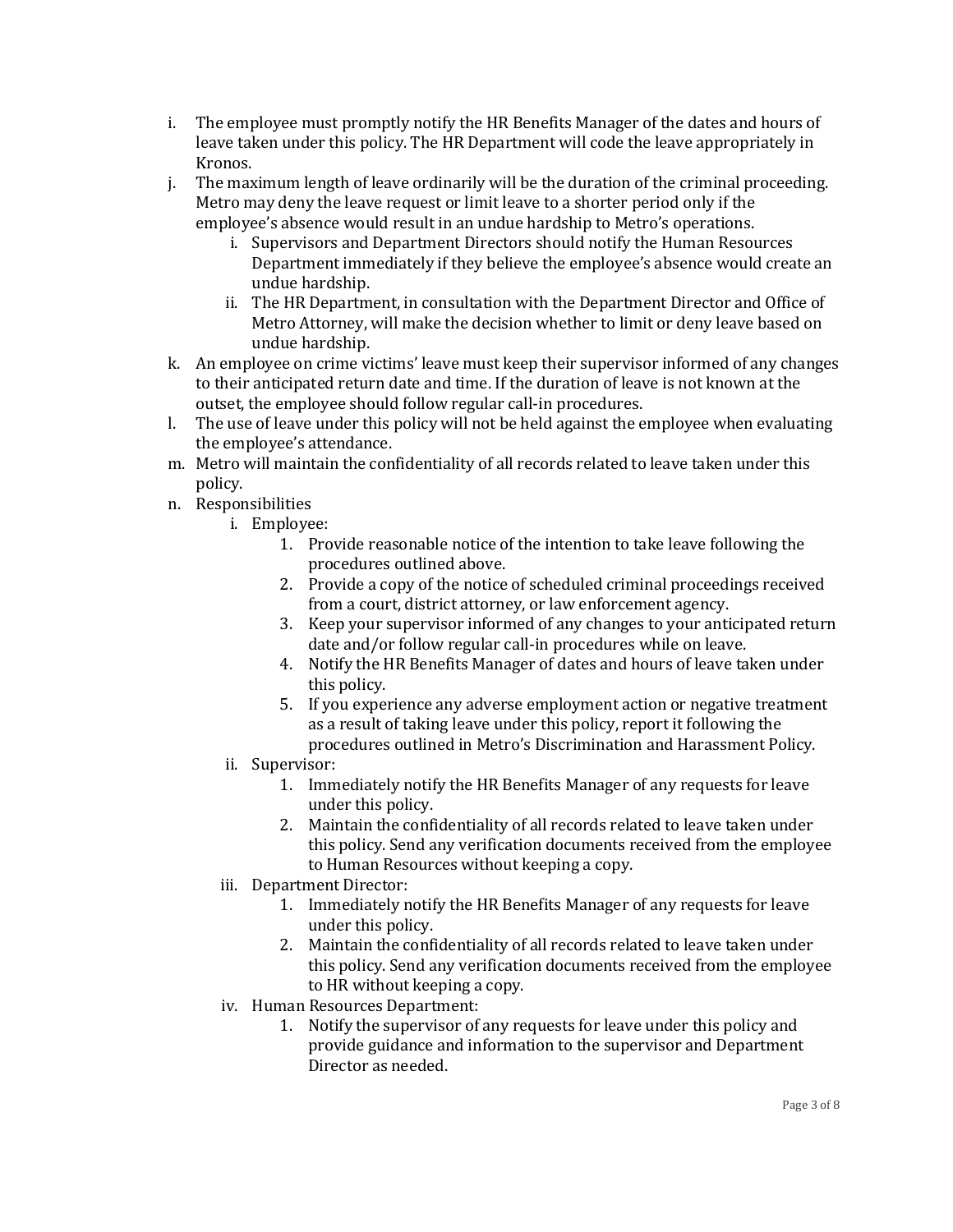i. The employee must promptly notify the HR Benefits Manager of the dates and hours of leave taken under this policy. The HR Department will code the leave appropriately in Kronos.

j. The maximum length of leave ordinarily will be the duration of the criminal proceeding. Metro may deny the leave request or limit leave to a shorter period only if the employee's absence would result in an undue hardship to Metro's operations.

   i. Supervisors and Department Directors should notify the Human Resources Department immediately if they believe the employee's absence would create an undue hardship.

   ii. The HR Department, in consultation with the Department Director and Office of Metro Attorney, will make the decision whether to limit or deny leave based on undue hardship.

k. An employee on crime victims' leave must keep their supervisor informed of any changes to their anticipated return date and time. If the duration of leave is not known at the outset, the employee should follow regular call-in procedures.

l. The use of leave under this policy will not be held against the employee when evaluating the employee's attendance.

m. Metro will maintain the confidentiality of all records related to leave taken under this policy.

n. Responsibilities

   i. Employee:

      1. Provide reasonable notice of the intention to take leave following the procedures outlined above.
      2. Provide a copy of the notice of scheduled criminal proceedings received from a court, district attorney, or law enforcement agency.
      3. Keep your supervisor informed of any changes to your anticipated return date and/or follow regular call-in procedures while on leave.
      4. Notify the HR Benefits Manager of dates and hours of leave taken under this policy.
      5. If you experience any adverse employment action or negative treatment as a result of taking leave under this policy, report it following the procedures outlined in Metro's Discrimination and Harassment Policy.

   ii. Supervisor:

      1. Immediately notify the HR Benefits Manager of any requests for leave under this policy.
      2. Maintain the confidentiality of all records related to leave taken under this policy. Send any verification documents received from the employee to Human Resources without keeping a copy.

   iii. Department Director:

      1. Immediately notify the HR Benefits Manager of any requests for leave under this policy.
      2. Maintain the confidentiality of all records related to leave taken under this policy. Send any verification documents received from the employee to HR without keeping a copy.

   iv. Human Resources Department:

      1. Notify the supervisor of any requests for leave under this policy and provide guidance and information to the supervisor and Department Director as needed.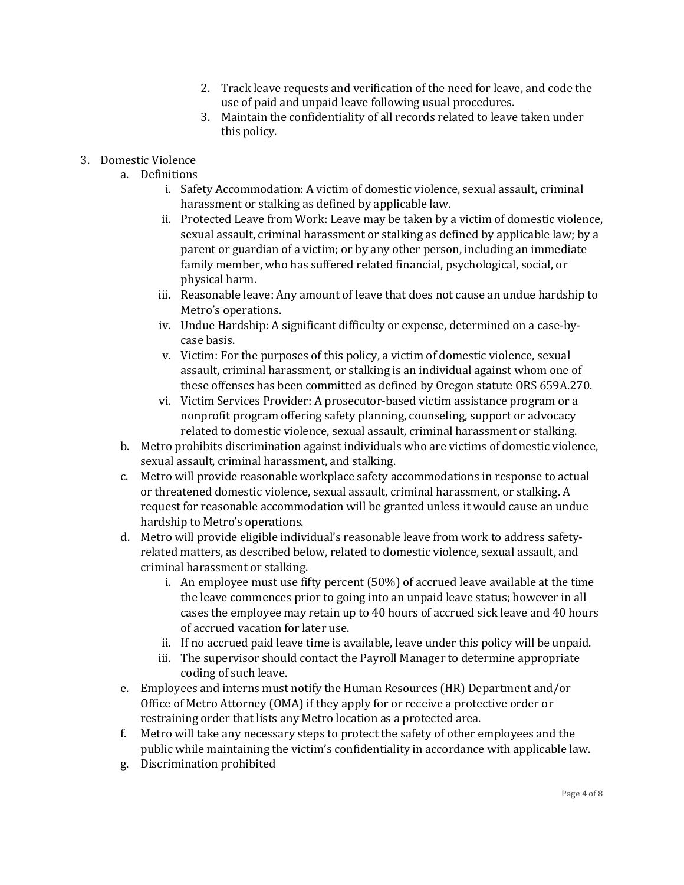2. Track leave requests and verification of the need for leave, and code the use of paid and unpaid leave following usual procedures.
3. Maintain the confidentiality of all records related to leave taken under this policy.

3. Domestic Violence
   a. Definitions
      i. Safety Accommodation: A victim of domestic violence, sexual assault, criminal harassment or stalking as defined by applicable law.
      ii. Protected Leave from Work: Leave may be taken by a victim of domestic violence, sexual assault, criminal harassment or stalking as defined by applicable law; by a parent or guardian of a victim; or by any other person, including an immediate family member, who has suffered related financial, psychological, social, or physical harm.
      iii. Reasonable leave: Any amount of leave that does not cause an undue hardship to Metro's operations.
      iv. Undue Hardship: A significant difficulty or expense, determined on a case-by-case basis.
      v. Victim: For the purposes of this policy, a victim of domestic violence, sexual assault, criminal harassment, or stalking is an individual against whom one of these offenses has been committed as defined by Oregon statute ORS 659A.270.
      vi. Victim Services Provider: A prosecutor-based victim assistance program or a nonprofit program offering safety planning, counseling, support or advocacy related to domestic violence, sexual assault, criminal harassment or stalking.
   b. Metro prohibits discrimination against individuals who are victims of domestic violence, sexual assault, criminal harassment, and stalking.
   c. Metro will provide reasonable workplace safety accommodations in response to actual or threatened domestic violence, sexual assault, criminal harassment, or stalking. A request for reasonable accommodation will be granted unless it would cause an undue hardship to Metro's operations.
   d. Metro will provide eligible individual's reasonable leave from work to address safety-related matters, as described below, related to domestic violence, sexual assault, and criminal harassment or stalking.
      i. An employee must use fifty percent (50%) of accrued leave available at the time the leave commences prior to going into an unpaid leave status; however in all cases the employee may retain up to 40 hours of accrued sick leave and 40 hours of accrued vacation for later use.
      ii. If no accrued paid leave time is available, leave under this policy will be unpaid.
      iii. The supervisor should contact the Payroll Manager to determine appropriate coding of such leave.
   e. Employees and interns must notify the Human Resources (HR) Department and/or Office of Metro Attorney (OMA) if they apply for or receive a protective order or restraining order that lists any Metro location as a protected area.
   f. Metro will take any necessary steps to protect the safety of other employees and the public while maintaining the victim's confidentiality in accordance with applicable law.
   g. Discrimination prohibited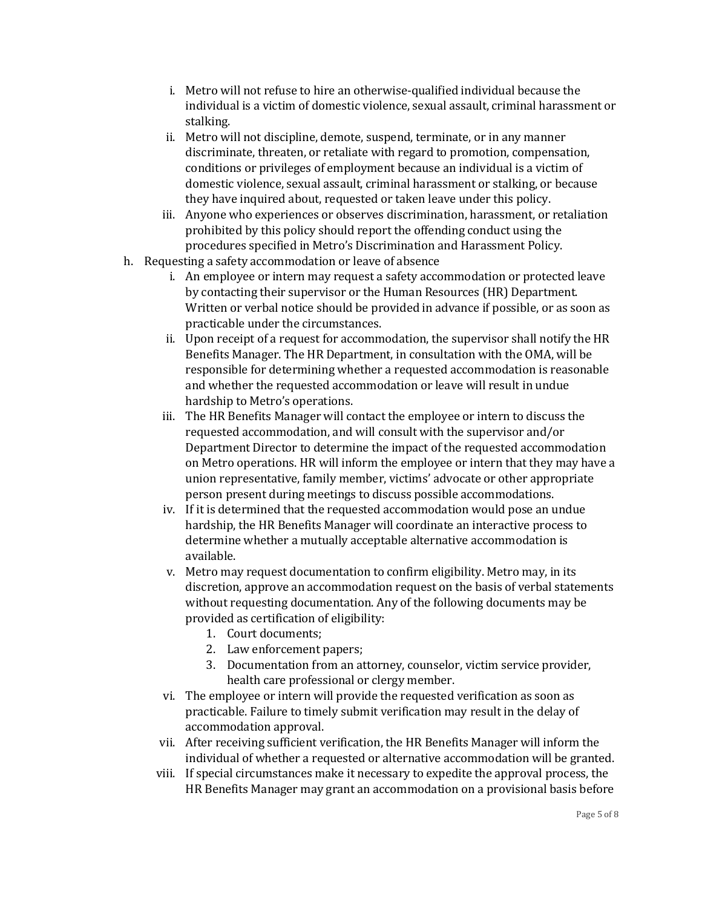i. Metro will not refuse to hire an otherwise-qualified individual because the individual is a victim of domestic violence, sexual assault, criminal harassment or stalking.
   ii. Metro will not discipline, demote, suspend, terminate, or in any manner discriminate, threaten, or retaliate with regard to promotion, compensation, conditions or privileges of employment because an individual is a victim of domestic violence, sexual assault, criminal harassment or stalking, or because they have inquired about, requested or taken leave under this policy.
   iii. Anyone who experiences or observes discrimination, harassment, or retaliation prohibited by this policy should report the offending conduct using the procedures specified in Metro's Discrimination and Harassment Policy.

h. Requesting a safety accommodation or leave of absence
   i. An employee or intern may request a safety accommodation or protected leave by contacting their supervisor or the Human Resources (HR) Department. Written or verbal notice should be provided in advance if possible, or as soon as practicable under the circumstances.
   ii. Upon receipt of a request for accommodation, the supervisor shall notify the HR Benefits Manager. The HR Department, in consultation with the OMA, will be responsible for determining whether a requested accommodation is reasonable and whether the requested accommodation or leave will result in undue hardship to Metro's operations.
   iii. The HR Benefits Manager will contact the employee or intern to discuss the requested accommodation, and will consult with the supervisor and/or Department Director to determine the impact of the requested accommodation on Metro operations. HR will inform the employee or intern that they may have a union representative, family member, victims' advocate or other appropriate person present during meetings to discuss possible accommodations.
   iv. If it is determined that the requested accommodation would pose an undue hardship, the HR Benefits Manager will coordinate an interactive process to determine whether a mutually acceptable alternative accommodation is available.
   v. Metro may request documentation to confirm eligibility. Metro may, in its discretion, approve an accommodation request on the basis of verbal statements without requesting documentation. Any of the following documents may be provided as certification of eligibility:
      1. Court documents;
      2. Law enforcement papers;
      3. Documentation from an attorney, counselor, victim service provider, health care professional or clergy member.
   vi. The employee or intern will provide the requested verification as soon as practicable. Failure to timely submit verification may result in the delay of accommodation approval.
   vii. After receiving sufficient verification, the HR Benefits Manager will inform the individual of whether a requested or alternative accommodation will be granted.
   viii. If special circumstances make it necessary to expedite the approval process, the HR Benefits Manager may grant an accommodation on a provisional basis before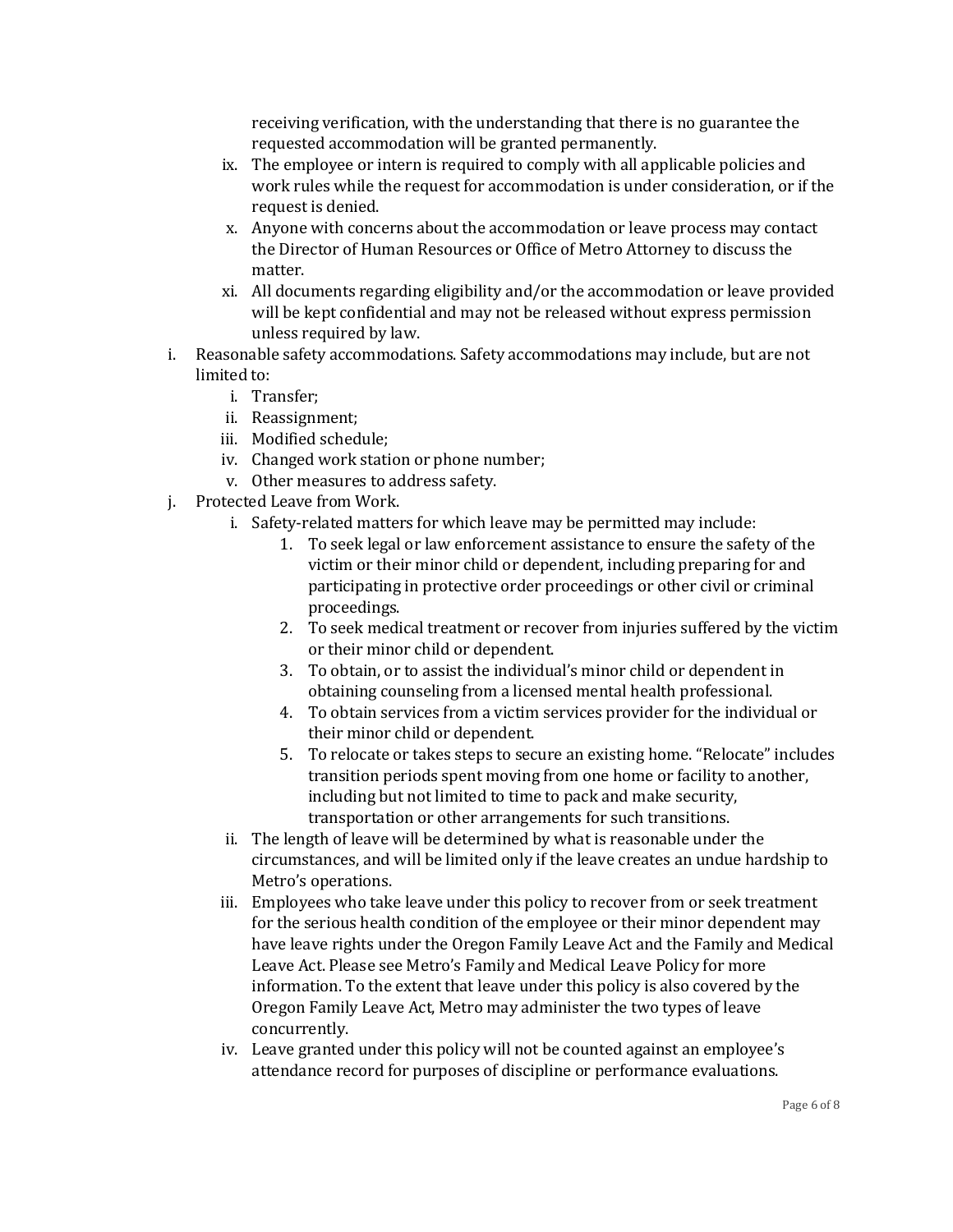receiving verification, with the understanding that there is no guarantee the requested accommodation will be granted permanently.

    ix. The employee or intern is required to comply with all applicable policies and work rules while the request for accommodation is under consideration, or if the request is denied.
    x. Anyone with concerns about the accommodation or leave process may contact the Director of Human Resources or Office of Metro Attorney to discuss the matter.
    xi. All documents regarding eligibility and/or the accommodation or leave provided will be kept confidential and may not be released without express permission unless required by law.

i. Reasonable safety accommodations. Safety accommodations may include, but are not limited to:
    i. Transfer;
    ii. Reassignment;
    iii. Modified schedule;
    iv. Changed work station or phone number;
    v. Other measures to address safety.

j. Protected Leave from Work.
    i. Safety-related matters for which leave may be permitted may include:
        1. To seek legal or law enforcement assistance to ensure the safety of the victim or their minor child or dependent, including preparing for and participating in protective order proceedings or other civil or criminal proceedings.
        2. To seek medical treatment or recover from injuries suffered by the victim or their minor child or dependent.
        3. To obtain, or to assist the individual's minor child or dependent in obtaining counseling from a licensed mental health professional.
        4. To obtain services from a victim services provider for the individual or their minor child or dependent.
        5. To relocate or takes steps to secure an existing home. "Relocate" includes transition periods spent moving from one home or facility to another, including but not limited to time to pack and make security, transportation or other arrangements for such transitions.
    ii. The length of leave will be determined by what is reasonable under the circumstances, and will be limited only if the leave creates an undue hardship to Metro's operations.
    iii. Employees who take leave under this policy to recover from or seek treatment for the serious health condition of the employee or their minor dependent may have leave rights under the Oregon Family Leave Act and the Family and Medical Leave Act. Please see Metro's Family and Medical Leave Policy for more information. To the extent that leave under this policy is also covered by the Oregon Family Leave Act, Metro may administer the two types of leave concurrently.
    iv. Leave granted under this policy will not be counted against an employee's attendance record for purposes of discipline or performance evaluations.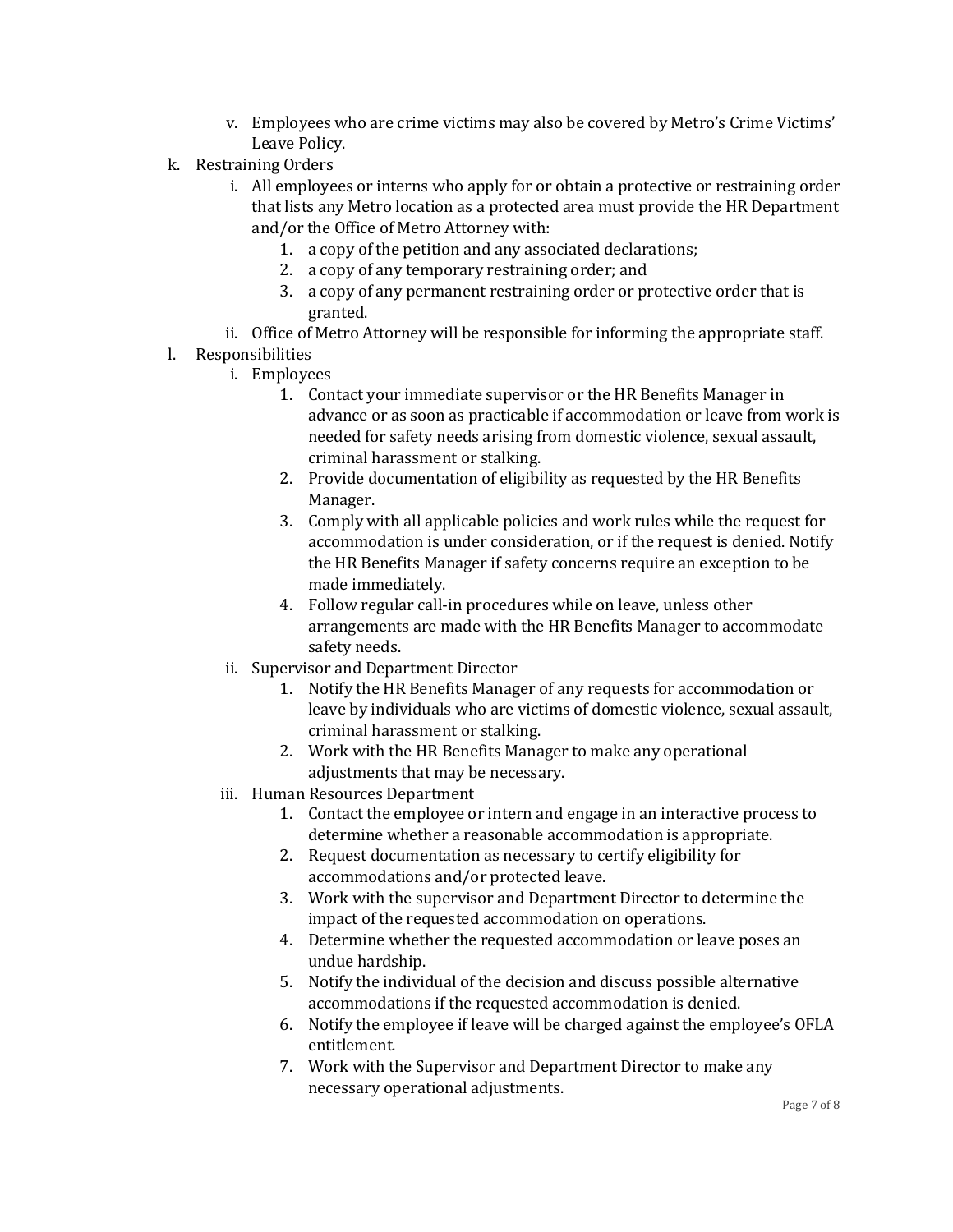v. Employees who are crime victims may also be covered by Metro's Crime Victims' Leave Policy.

k. Restraining Orders
   i. All employees or interns who apply for or obtain a protective or restraining order that lists any Metro location as a protected area must provide the HR Department and/or the Office of Metro Attorney with:
      1. a copy of the petition and any associated declarations;
      2. a copy of any temporary restraining order; and
      3. a copy of any permanent restraining order or protective order that is granted.
   ii. Office of Metro Attorney will be responsible for informing the appropriate staff.

l. Responsibilities
   i. Employees
      1. Contact your immediate supervisor or the HR Benefits Manager in advance or as soon as practicable if accommodation or leave from work is needed for safety needs arising from domestic violence, sexual assault, criminal harassment or stalking.
      2. Provide documentation of eligibility as requested by the HR Benefits Manager.
      3. Comply with all applicable policies and work rules while the request for accommodation is under consideration, or if the request is denied. Notify the HR Benefits Manager if safety concerns require an exception to be made immediately.
      4. Follow regular call-in procedures while on leave, unless other arrangements are made with the HR Benefits Manager to accommodate safety needs.
   ii. Supervisor and Department Director
      1. Notify the HR Benefits Manager of any requests for accommodation or leave by individuals who are victims of domestic violence, sexual assault, criminal harassment or stalking.
      2. Work with the HR Benefits Manager to make any operational adjustments that may be necessary.
   iii. Human Resources Department
      1. Contact the employee or intern and engage in an interactive process to determine whether a reasonable accommodation is appropriate.
      2. Request documentation as necessary to certify eligibility for accommodations and/or protected leave.
      3. Work with the supervisor and Department Director to determine the impact of the requested accommodation on operations.
      4. Determine whether the requested accommodation or leave poses an undue hardship.
      5. Notify the individual of the decision and discuss possible alternative accommodations if the requested accommodation is denied.
      6. Notify the employee if leave will be charged against the employee's OFLA entitlement.
      7. Work with the Supervisor and Department Director to make any necessary operational adjustments.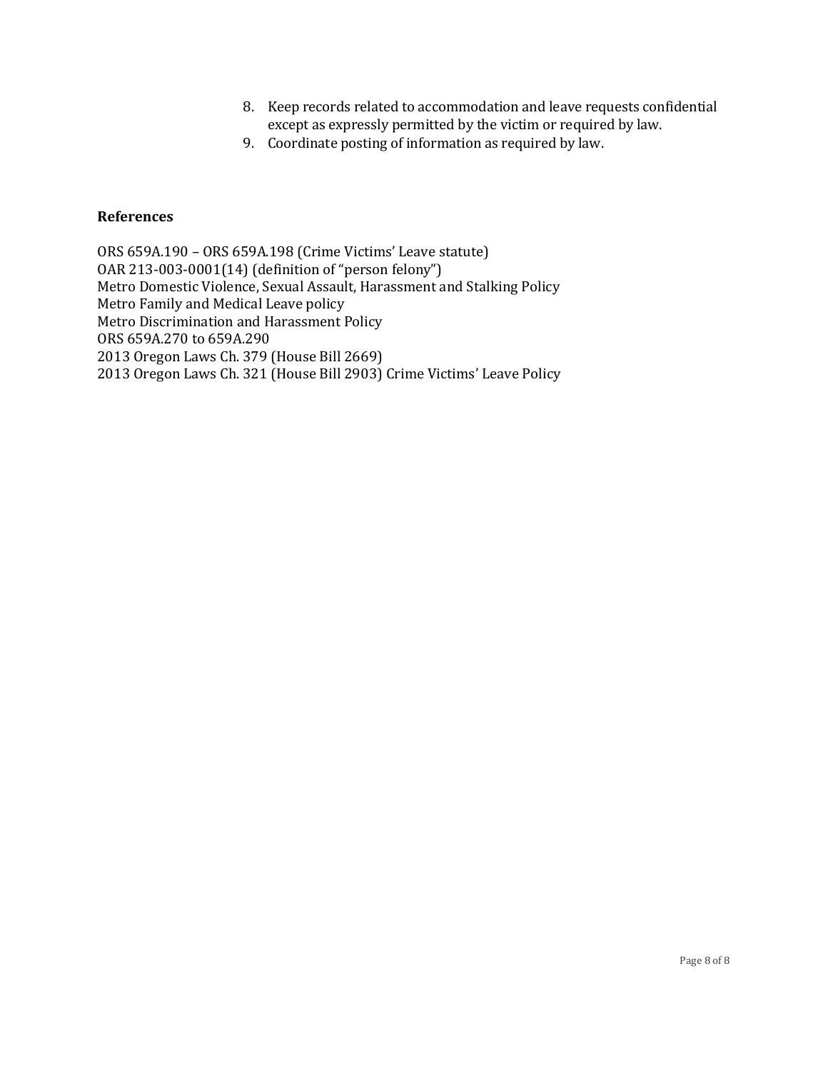8. Keep records related to accommodation and leave requests confidential except as expressly permitted by the victim or required by law.
9. Coordinate posting of information as required by law.

**References**

ORS 659A.190 – ORS 659A.198 (Crime Victims' Leave statute)
OAR 213-003-0001(14) (definition of "person felony")
Metro Domestic Violence, Sexual Assault, Harassment and Stalking Policy
Metro Family and Medical Leave policy
Metro Discrimination and Harassment Policy
ORS 659A.270 to 659A.290
2013 Oregon Laws Ch. 379 (House Bill 2669)
2013 Oregon Laws Ch. 321 (House Bill 2903) Crime Victims' Leave Policy